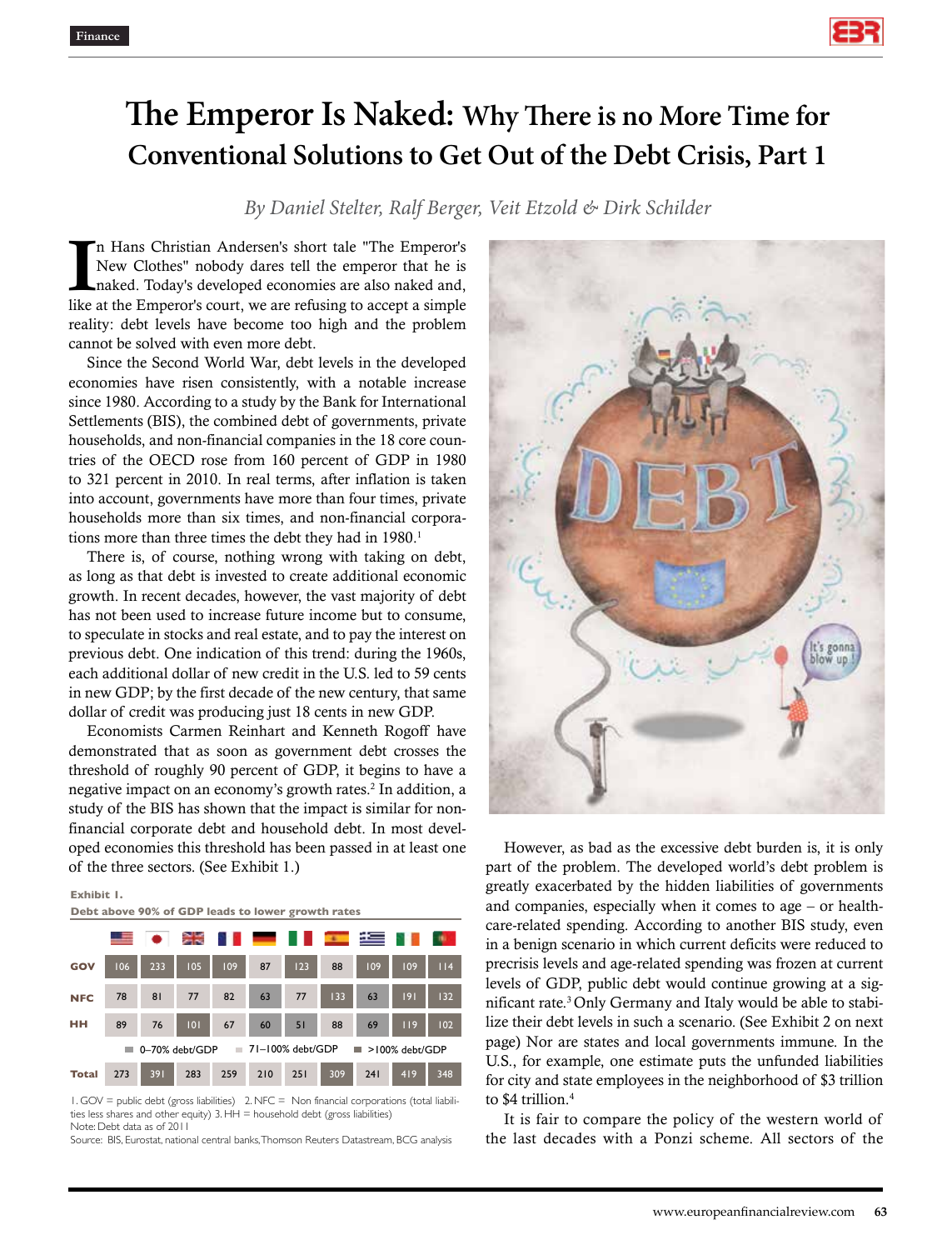Finance

# The Emperor Is Naked: Why There is no More Time for Conventional Solutions to Get Out of the Debt Crisis, Part 1

*By Daniel Stelter, Ralf Berger, Veit Etzold & Dirk Schilder*

In Hans Christian Andersen's short tale "The Emperor's New Clothes" nobody dares tell the emperor that he is naked. Today's developed economies are also naked and, like at the Emperor's court, we are refusing to accept a simple reality: debt levels have become too high and the problem cannot be solved with even more debt.

Since the Second World War, debt levels in the developed economies have risen consistently, with a notable increase since 1980. According to a study by the Bank for International Settlements (BIS), the combined debt of governments, private households, and non-financial companies in the 18 core countries of the OECD rose from 160 percent of GDP in 1980 to 321 percent in 2010. In real terms, after inflation is taken into account, governments have more than four times, private households more than six times, and non-financial corporations more than three times the debt they had in 1980.[1]

There is, of course, nothing wrong with taking on debt, as long as that debt is invested to create additional economic growth. In recent decades, however, the vast majority of debt has not been used to increase future income but to consume, to speculate in stocks and real estate, and to pay the interest on previous debt. One indication of this trend: during the 1960s, each additional dollar of new credit in the U.S. led to 59 cents in new GDP; by the first decade of the new century, that same dollar of credit was producing just 18 cents in new GDP.

Economists Carmen Reinhart and Kenneth Rogoff have demonstrated that as soon as government debt crosses the threshold of roughly 90 percent of GDP, it begins to have a negative impact on an economy's growth rates.[2] In addition, a study of the BIS has shown that the impact is similar for non-financial corporate debt and household debt. In most developed economies this threshold has been passed in at least one of the three sectors. (See Exhibit 1.)

**Exhibit 1.**
**Debt above 90% of GDP leads to lower growth rates**

| | US | Japan | UK | France | Germany | Italy | Spain | Greece | Ireland | Portugal |
|---|---|---|---|---|---|---|---|---|---|---|
| GOV | 106 | 233 | 105 | 109 | 87 | 123 | 88 | 109 | 109 | 114 |
| NFC | 78 | 81 | 77 | 82 | 63 | 77 | 133 | 63 | 191 | 132 |
| HH | 89 | 76 | 101 | 67 | 60 | 51 | 88 | 69 | 119 | 102 |
| Total | 273 | 391 | 283 | 259 | 210 | 251 | 309 | 241 | 419 | 348 |

■ 0–70% debt/GDP ■ 71–100% debt/GDP ■ >100% debt/GDP

1. GOV = public debt (gross liabilities) 2. NFC = Non financial corporations (total liabilities less shares and other equity) 3. HH = household debt (gross liabilities)
Note: Debt data as of 2011
Source: BIS, Eurostat, national central banks, Thomson Reuters Datastream, BCG analysis

However, as bad as the excessive debt burden is, it is only part of the problem. The developed world's debt problem is greatly exacerbated by the hidden liabilities of governments and companies, especially when it comes to age – or health-care-related spending. According to another BIS study, even in a benign scenario in which current deficits were reduced to precrisis levels and age-related spending was frozen at current levels of GDP, public debt would continue growing at a significant rate.[3] Only Germany and Italy would be able to stabilize their debt levels in such a scenario. (See Exhibit 2 on next page) Nor are states and local governments immune. In the U.S., for example, one estimate puts the unfunded liabilities for city and state employees in the neighborhood of $3 trillion to $4 trillion.[4]

It is fair to compare the policy of the western world of the last decades with a Ponzi scheme. All sectors of the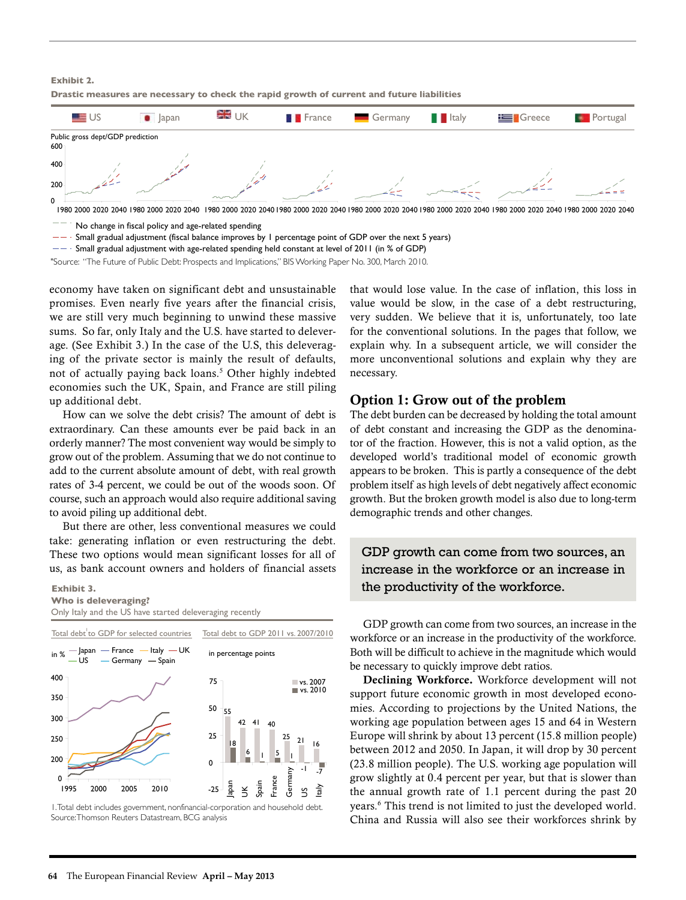**Exhibit 2.**

**Drastic measures are necessary to check the rapid growth of current and future liabilities**

US | Japan | UK | France | Germany | Italy | Greece | Portugal

Public gross dept/GDP prediction

- No change in fiscal policy and age-related spending
- Small gradual adjustment (fiscal balance improves by 1 percentage point of GDP over the next 5 years)
- Small gradual adjustment with age-related spending held constant at level of 2011 (in % of GDP)

"Source: "The Future of Public Debt: Prospects and Implications," BIS Working Paper No. 300, March 2010.

economy have taken on significant debt and unsustainable promises. Even nearly five years after the financial crisis, we are still very much beginning to unwind these massive sums. So far, only Italy and the U.S. have started to deleverage. (See Exhibit 3.) In the case of the U.S, this deleveraging of the private sector is mainly the result of defaults, not of actually paying back loans.[5] Other highly indebted economies such the UK, Spain, and France are still piling up additional debt.

How can we solve the debt crisis? The amount of debt is extraordinary. Can these amounts ever be paid back in an orderly manner? The most convenient way would be simply to grow out of the problem. Assuming that we do not continue to add to the current absolute amount of debt, with real growth rates of 3-4 percent, we could be out of the woods soon. Of course, such an approach would also require additional saving to avoid piling up additional debt.

But there are other, less conventional measures we could take: generating inflation or even restructuring the debt. These two options would mean significant losses for all of us, as bank account owners and holders of financial assets that would lose value. In the case of inflation, this loss in value would be slow, in the case of a debt restructuring, very sudden. We believe that it is, unfortunately, too late for the conventional solutions. In the pages that follow, we explain why. In a subsequent article, we will consider the more unconventional solutions and explain why they are necessary.

**Exhibit 3.**

**Who is deleveraging?**

Only Italy and the US have started deleveraging recently

Total debt[1] to GDP for selected countries

in % — Japan, France, Italy, UK, US, Germany, Spain

Total debt to GDP 2011 vs. 2007/2010

in percentage points

| | Japan | UK | Spain | France | Germany | US | Italy |
|---|---|---|---|---|---|---|---|
| vs. 2007 | 55 | 42 | 41 | 40 | 25 | 21 | 16 |
| vs. 2010 | 18 | 6 | 1 | 5 | 1 | -1 | -7 |

1. Total debt includes government, nonfinancial-corporation and household debt.
Source: Thomson Reuters Datastream, BCG analysis

## Option 1: Grow out of the problem

The debt burden can be decreased by holding the total amount of debt constant and increasing the GDP as the denominator of the fraction. However, this is not a valid option, as the developed world's traditional model of economic growth appears to be broken. This is partly a consequence of the debt problem itself as high levels of debt negatively affect economic growth. But the broken growth model is also due to long-term demographic trends and other changes.

> GDP growth can come from two sources, an increase in the workforce or an increase in the productivity of the workforce.

GDP growth can come from two sources, an increase in the workforce or an increase in the productivity of the workforce. Both will be difficult to achieve in the magnitude which would be necessary to quickly improve debt ratios.

**Declining Workforce.** Workforce development will not support future economic growth in most developed economies. According to projections by the United Nations, the working age population between ages 15 and 64 in Western Europe will shrink by about 13 percent (15.8 million people) between 2012 and 2050. In Japan, it will drop by 30 percent (23.8 million people). The U.S. working age population will grow slightly at 0.4 percent per year, but that is slower than the annual growth rate of 1.1 percent during the past 20 years.[6] This trend is not limited to just the developed world. China and Russia will also see their workforces shrink by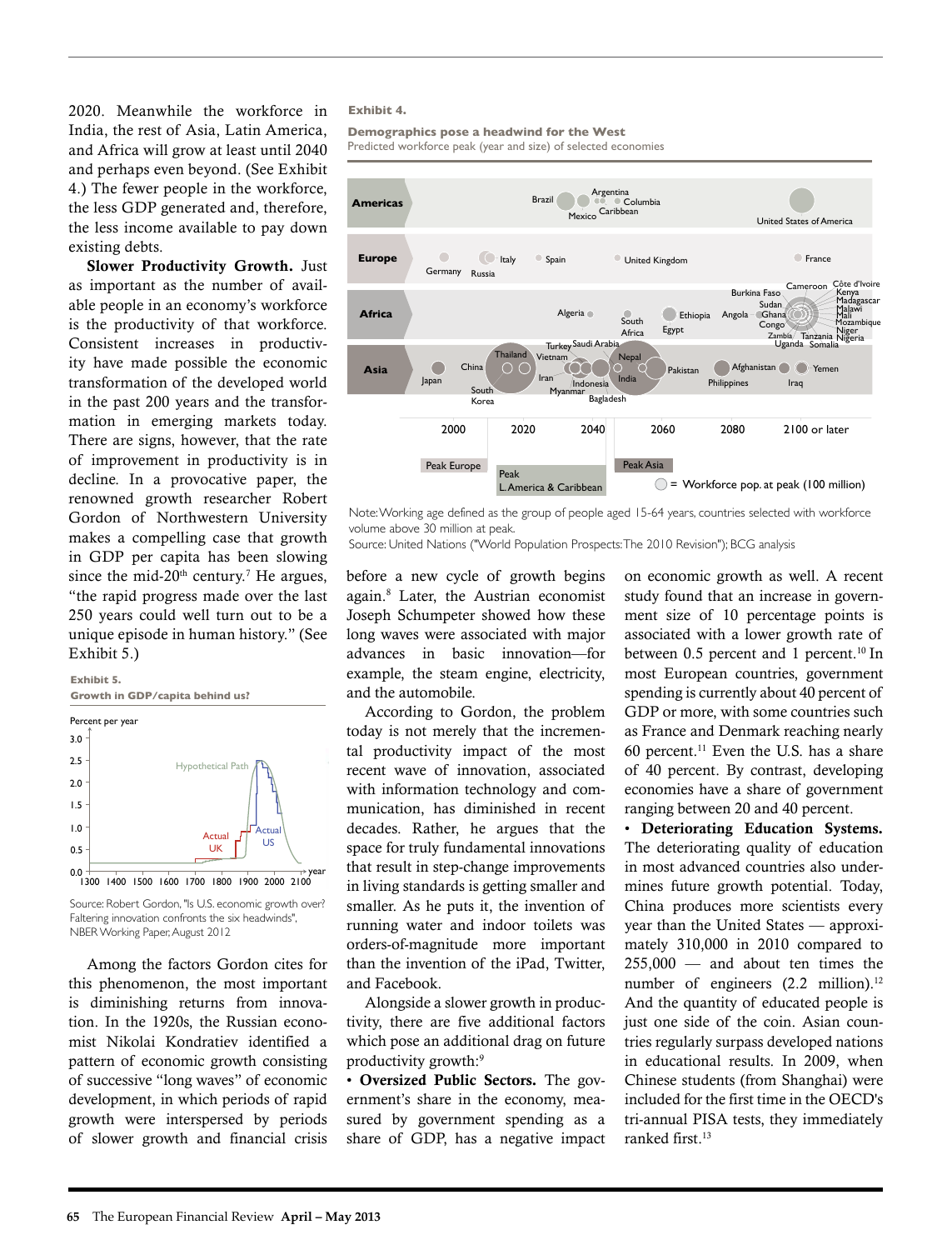2020. Meanwhile the workforce in India, the rest of Asia, Latin America, and Africa will grow at least until 2040 and perhaps even beyond. (See Exhibit 4.) The fewer people in the workforce, the less GDP generated and, therefore, the less income available to pay down existing debts.

**Slower Productivity Growth.** Just as important as the number of available people in an economy's workforce is the productivity of that workforce. Consistent increases in productivity have made possible the economic transformation of the developed world in the past 200 years and the transformation in emerging markets today. There are signs, however, that the rate of improvement in productivity is in decline. In a provocative paper, the renowned growth researcher Robert Gordon of Northwestern University makes a compelling case that growth in GDP per capita has been slowing since the mid-20th century.[7] He argues, "the rapid progress made over the last 250 years could well turn out to be a unique episode in human history." (See Exhibit 5.)

**Exhibit 5.**

**Growth in GDP/capita behind us?**

Source: Robert Gordon, "Is U.S. economic growth over? Faltering innovation confronts the six headwinds", NBER Working Paper, August 2012

Among the factors Gordon cites for this phenomenon, the most important is diminishing returns from innovation. In the 1920s, the Russian economist Nikolai Kondratiev identified a pattern of economic growth consisting of successive "long waves" of economic development, in which periods of rapid growth were interspersed by periods of slower growth and financial crisis before a new cycle of growth begins again.[8] Later, the Austrian economist Joseph Schumpeter showed how these long waves were associated with major advances in basic innovation—for example, the steam engine, electricity, and the automobile.

According to Gordon, the problem today is not merely that the incremental productivity impact of the most recent wave of innovation, associated with information technology and communication, has diminished in recent decades. Rather, he argues that the space for truly fundamental innovations that result in step-change improvements in living standards is getting smaller and smaller. As he puts it, the invention of running water and indoor toilets was orders-of-magnitude more important than the invention of the iPad, Twitter, and Facebook.

Alongside a slower growth in productivity, there are five additional factors which pose an additional drag on future productivity growth:[9]

- **Oversized Public Sectors.** The government's share in the economy, measured by government spending as a share of GDP, has a negative impact on economic growth as well. A recent study found that an increase in government size of 10 percentage points is associated with a lower growth rate of between 0.5 percent and 1 percent.[10] In most European countries, government spending is currently about 40 percent of GDP or more, with some countries such as France and Denmark reaching nearly 60 percent.[11] Even the U.S. has a share of 40 percent. By contrast, developing economies have a share of government ranging between 20 and 40 percent.
- **Deteriorating Education Systems.** The deteriorating quality of education in most advanced countries also undermines future growth potential. Today, China produces more scientists every year than the United States — approximately 310,000 in 2010 compared to 255,000 — and about ten times the number of engineers (2.2 million).[12] And the quantity of educated people is just one side of the coin. Asian countries regularly surpass developed nations in educational results. In 2009, when Chinese students (from Shanghai) were included for the first time in the OECD's tri-annual PISA tests, they immediately ranked first.[13]

**Exhibit 4.**

**Demographics pose a headwind for the West**

Predicted workforce peak (year and size) of selected economies

Note: Working age defined as the group of people aged 15-64 years, countries selected with workforce volume above 30 million at peak.

Source: United Nations ("World Population Prospects: The 2010 Revision"); BCG analysis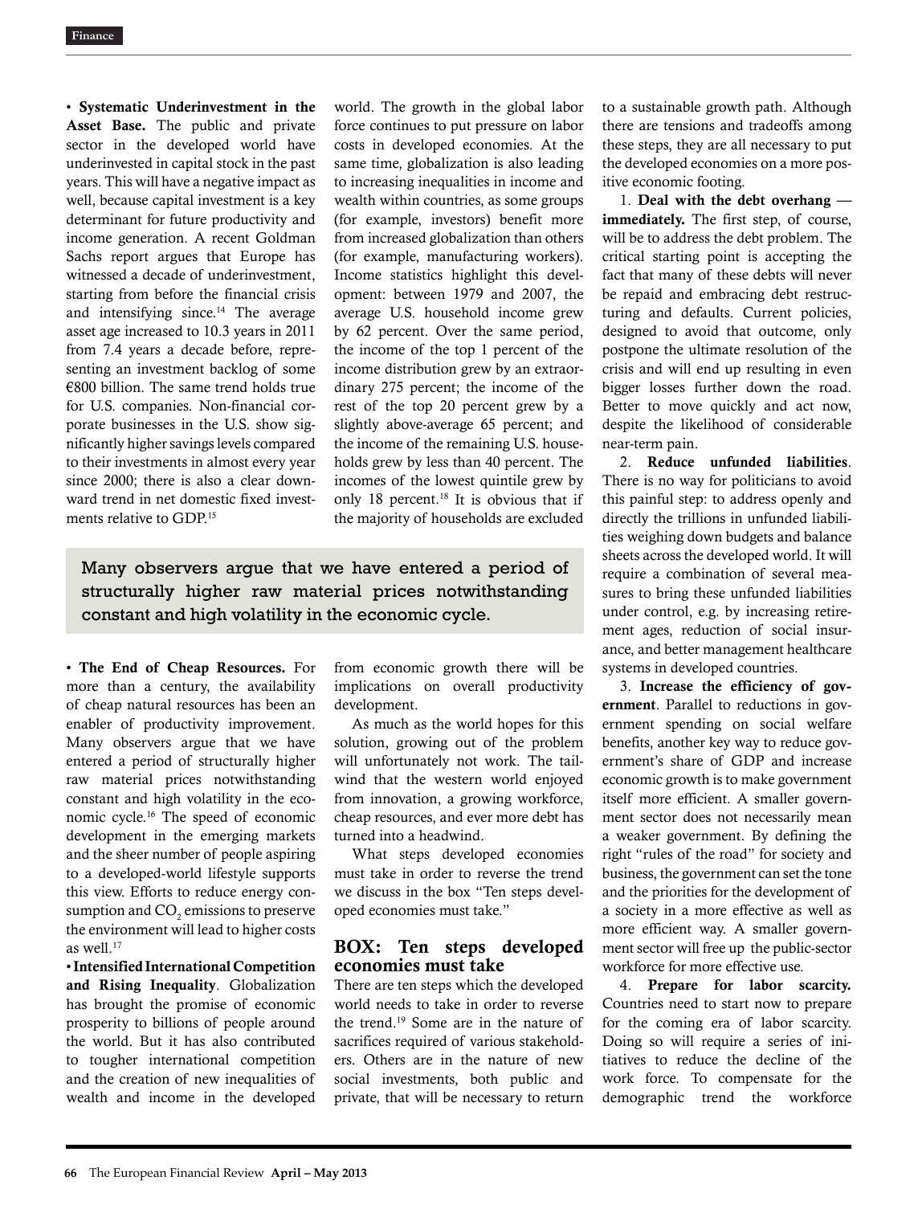• **Systematic Underinvestment in the Asset Base.** The public and private sector in the developed world have underinvested in capital stock in the past years. This will have a negative impact as well, because capital investment is a key determinant for future productivity and income generation. A recent Goldman Sachs report argues that Europe has witnessed a decade of underinvestment, starting from before the financial crisis and intensifying since.[14] The average asset age increased to 10.3 years in 2011 from 7.4 years a decade before, representing an investment backlog of some €800 billion. The same trend holds true for U.S. companies. Non-financial corporate businesses in the U.S. show significantly higher savings levels compared to their investments in almost every year since 2000; there is also a clear downward trend in net domestic fixed investments relative to GDP.[15]

• **The End of Cheap Resources.** For more than a century, the availability of cheap natural resources has been an enabler of productivity improvement. Many observers argue that we have entered a period of structurally higher raw material prices notwithstanding constant and high volatility in the economic cycle.[16] The speed of economic development in the emerging markets and the sheer number of people aspiring to a developed-world lifestyle supports this view. Efforts to reduce energy consumption and $CO_2$ emissions to preserve the environment will lead to higher costs as well.[17]

• **Intensified International Competition and Rising Inequality**. Globalization has brought the promise of economic prosperity to billions of people around the world. But it has also contributed to tougher international competition and the creation of new inequalities of wealth and income in the developed world. The growth in the global labor force continues to put pressure on labor costs in developed economies. At the same time, globalization is also leading to increasing inequalities in income and wealth within countries, as some groups (for example, investors) benefit more from increased globalization than others (for example, manufacturing workers). Income statistics highlight this development: between 1979 and 2007, the average U.S. household income grew by 62 percent. Over the same period, the income of the top 1 percent of the income distribution grew by an extraordinary 275 percent; the income of the rest of the top 20 percent grew by a slightly above-average 65 percent; and the income of the remaining U.S. households grew by less than 40 percent. The incomes of the lowest quintile grew by only 18 percent.[18] It is obvious that if the majority of households are excluded from economic growth there will be implications on overall productivity development.

> Many observers argue that we have entered a period of structurally higher raw material prices notwithstanding constant and high volatility in the economic cycle.

As much as the world hopes for this solution, growing out of the problem will unfortunately not work. The tailwind that the western world enjoyed from innovation, a growing workforce, cheap resources, and ever more debt has turned into a headwind.

What steps developed economies must take in order to reverse the trend we discuss in the box "Ten steps developed economies must take."

## BOX: Ten steps developed economies must take

There are ten steps which the developed world needs to take in order to reverse the trend.[19] Some are in the nature of sacrifices required of various stakeholders. Others are in the nature of new social investments, both public and private, that will be necessary to return to a sustainable growth path. Although there are tensions and tradeoffs among these steps, they are all necessary to put the developed economies on a more positive economic footing.

1. **Deal with the debt overhang — immediately.** The first step, of course, will be to address the debt problem. The critical starting point is accepting the fact that many of these debts will never be repaid and embracing debt restructuring and defaults. Current policies, designed to avoid that outcome, only postpone the ultimate resolution of the crisis and will end up resulting in even bigger losses further down the road. Better to move quickly and act now, despite the likelihood of considerable near-term pain.

2. **Reduce unfunded liabilities**. There is no way for politicians to avoid this painful step: to address openly and directly the trillions in unfunded liabilities weighing down budgets and balance sheets across the developed world. It will require a combination of several measures to bring these unfunded liabilities under control, e.g. by increasing retirement ages, reduction of social insurance, and better management healthcare systems in developed countries.

3. **Increase the efficiency of government**. Parallel to reductions in government spending on social welfare benefits, another key way to reduce government's share of GDP and increase economic growth is to make government itself more efficient. A smaller government sector does not necessarily mean a weaker government. By defining the right "rules of the road" for society and business, the government can set the tone and the priorities for the development of a society in a more effective as well as more efficient way. A smaller government sector will free up the public-sector workforce for more effective use.

4. **Prepare for labor scarcity.** Countries need to start now to prepare for the coming era of labor scarcity. Doing so will require a series of initiatives to reduce the decline of the work force. To compensate for the demographic trend the workforce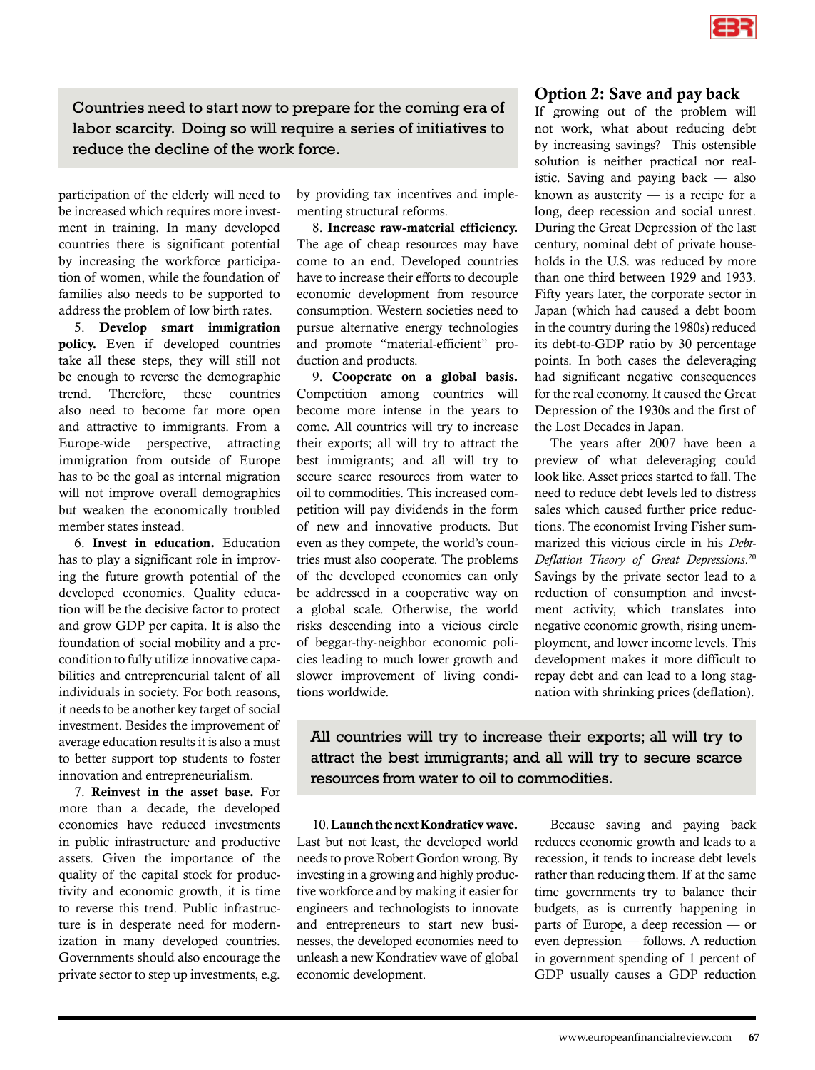> Countries need to start now to prepare for the coming era of labor scarcity. Doing so will require a series of initiatives to reduce the decline of the work force.

participation of the elderly will need to be increased which requires more investment in training. In many developed countries there is significant potential by increasing the workforce participation of women, while the foundation of families also needs to be supported to address the problem of low birth rates.

5. **Develop smart immigration policy.** Even if developed countries take all these steps, they will still not be enough to reverse the demographic trend. Therefore, these countries also need to become far more open and attractive to immigrants. From a Europe-wide perspective, attracting immigration from outside of Europe has to be the goal as internal migration will not improve overall demographics but weaken the economically troubled member states instead.

6. **Invest in education.** Education has to play a significant role in improving the future growth potential of the developed economies. Quality education will be the decisive factor to protect and grow GDP per capita. It is also the foundation of social mobility and a precondition to fully utilize innovative capabilities and entrepreneurial talent of all individuals in society. For both reasons, it needs to be another key target of social investment. Besides the improvement of average education results it is also a must to better support top students to foster innovation and entrepreneurialism.

7. **Reinvest in the asset base.** For more than a decade, the developed economies have reduced investments in public infrastructure and productive assets. Given the importance of the quality of the capital stock for productivity and economic growth, it is time to reverse this trend. Public infrastructure is in desperate need for modernization in many developed countries. Governments should also encourage the private sector to step up investments, e.g. by providing tax incentives and implementing structural reforms.

8. **Increase raw-material efficiency.** The age of cheap resources may have come to an end. Developed countries have to increase their efforts to decouple economic development from resource consumption. Western societies need to pursue alternative energy technologies and promote "material-efficient" production and products.

9. **Cooperate on a global basis.** Competition among countries will become more intense in the years to come. All countries will try to increase their exports; all will try to attract the best immigrants; and all will try to secure scarce resources from water to oil to commodities. This increased competition will pay dividends in the form of new and innovative products. But even as they compete, the world's countries must also cooperate. The problems of the developed economies can only be addressed in a cooperative way on a global scale. Otherwise, the world risks descending into a vicious circle of beggar-thy-neighbor economic policies leading to much lower growth and slower improvement of living conditions worldwide.

> All countries will try to increase their exports; all will try to attract the best immigrants; and all will try to secure scarce resources from water to oil to commodities.

10. **Launch the next Kondratiev wave.** Last but not least, the developed world needs to prove Robert Gordon wrong. By investing in a growing and highly productive workforce and by making it easier for engineers and technologists to innovate and entrepreneurs to start new businesses, the developed economies need to unleash a new Kondratiev wave of global economic development.

## Option 2: Save and pay back

If growing out of the problem will not work, what about reducing debt by increasing savings? This ostensible solution is neither practical nor realistic. Saving and paying back — also known as austerity — is a recipe for a long, deep recession and social unrest. During the Great Depression of the last century, nominal debt of private households in the U.S. was reduced by more than one third between 1929 and 1933. Fifty years later, the corporate sector in Japan (which had caused a debt boom in the country during the 1980s) reduced its debt-to-GDP ratio by 30 percentage points. In both cases the deleveraging had significant negative consequences for the real economy. It caused the Great Depression of the 1930s and the first of the Lost Decades in Japan.

The years after 2007 have been a preview of what deleveraging could look like. Asset prices started to fall. The need to reduce debt levels led to distress sales which caused further price reductions. The economist Irving Fisher summarized this vicious circle in his *Debt-Deflation Theory of Great Depressions*.[20] Savings by the private sector lead to a reduction of consumption and investment activity, which translates into negative economic growth, rising unemployment, and lower income levels. This development makes it more difficult to repay debt and can lead to a long stagnation with shrinking prices (deflation).

Because saving and paying back reduces economic growth and leads to a recession, it tends to increase debt levels rather than reducing them. If at the same time governments try to balance their budgets, as is currently happening in parts of Europe, a deep recession — or even depression — follows. A reduction in government spending of 1 percent of GDP usually causes a GDP reduction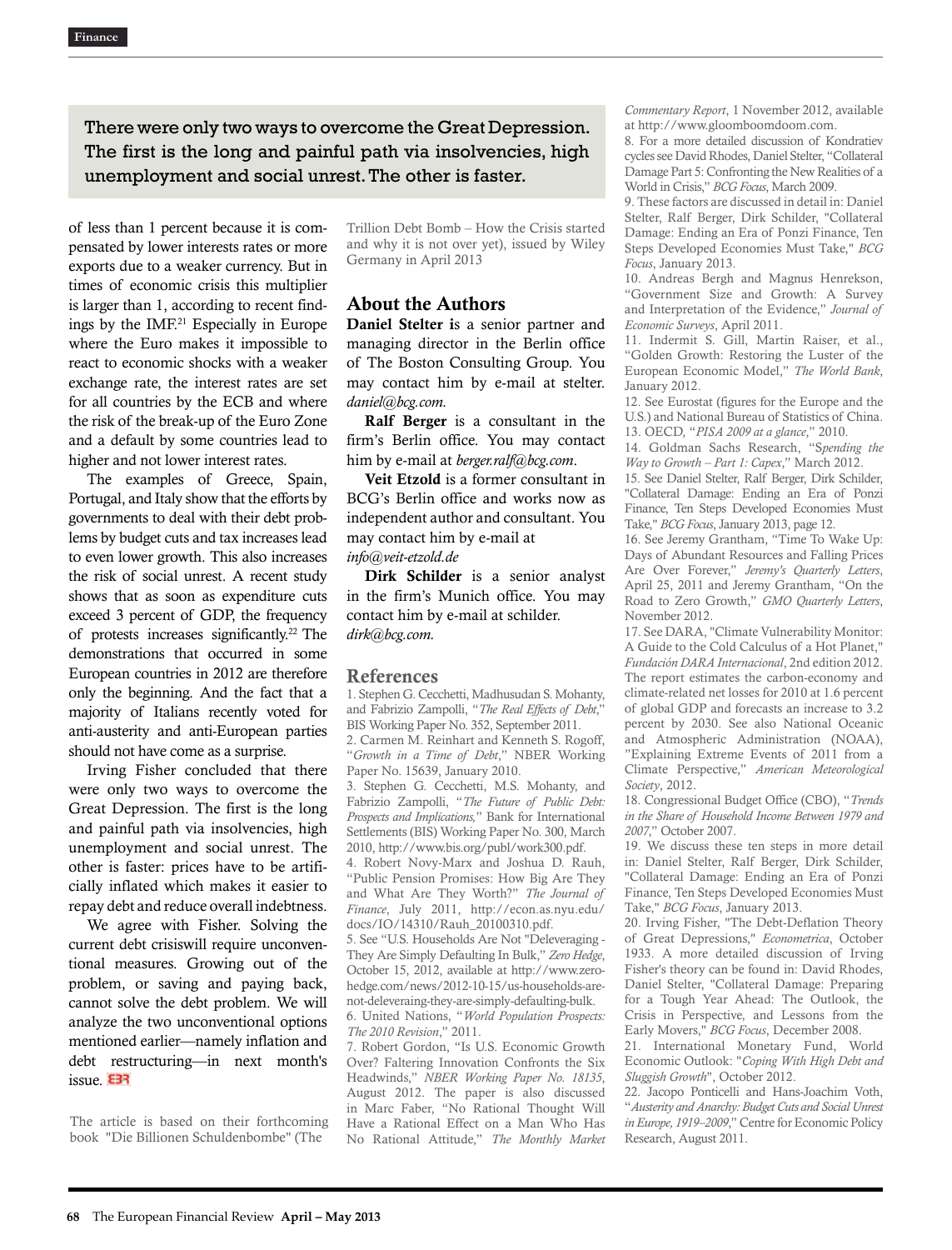> There were only two ways to overcome the Great Depression. The first is the long and painful path via insolvencies, high unemployment and social unrest. The other is faster.

of less than 1 percent because it is compensated by lower interests rates or more exports due to a weaker currency. But in times of economic crisis this multiplier is larger than 1, according to recent findings by the IMF.[21] Especially in Europe where the Euro makes it impossible to react to economic shocks with a weaker exchange rate, the interest rates are set for all countries by the ECB and where the risk of the break-up of the Euro Zone and a default by some countries lead to higher and not lower interest rates.

The examples of Greece, Spain, Portugal, and Italy show that the efforts by governments to deal with their debt problems by budget cuts and tax increases lead to even lower growth. This also increases the risk of social unrest. A recent study shows that as soon as expenditure cuts exceed 3 percent of GDP, the frequency of protests increases significantly.[22] The demonstrations that occurred in some European countries in 2012 are therefore only the beginning. And the fact that a majority of Italians recently voted for anti-austerity and anti-European parties should not have come as a surprise.

Irving Fisher concluded that there were only two ways to overcome the Great Depression. The first is the long and painful path via insolvencies, high unemployment and social unrest. The other is faster: prices have to be artificially inflated which makes it easier to repay debt and reduce overall indebtness.

We agree with Fisher. Solving the current debt crisiswill require unconventional measures. Growing out of the problem, or saving and paying back, cannot solve the debt problem. We will analyze the two unconventional options mentioned earlier—namely inflation and debt restructuring—in next month's issue.

The article is based on their forthcoming book "Die Billionen Schuldenbombe" (The Trillion Debt Bomb – How the Crisis started and why it is not over yet), issued by Wiley Germany in April 2013

## About the Authors

**Daniel Stelter** is a senior partner and managing director in the Berlin office of The Boston Consulting Group. You may contact him by e-mail at *stelter.daniel@bcg.com.*

**Ralf Berger** is a consultant in the firm's Berlin office. You may contact him by e-mail at *berger.ralf@bcg.com*.

**Veit Etzold** is a former consultant in BCG's Berlin office and works now as independent author and consultant. You may contact him by e-mail at *info@veit-etzold.de*

**Dirk Schilder** is a senior analyst in the firm's Munich office. You may contact him by e-mail at *schilder.dirk@bcg.com.*

## References

1. Stephen G. Cecchetti, Madhusudan S. Mohanty, and Fabrizio Zampolli, "*The Real Effects of Debt*," BIS Working Paper No. 352, September 2011.
2. Carmen M. Reinhart and Kenneth S. Rogoff, "*Growth in a Time of Debt*," NBER Working Paper No. 15639, January 2010.
3. Stephen G. Cecchetti, M.S. Mohanty, and Fabrizio Zampolli, "*The Future of Public Debt: Prospects and Implications,*" Bank for International Settlements (BIS) Working Paper No. 300, March 2010, http://www.bis.org/publ/work300.pdf.
4. Robert Novy-Marx and Joshua D. Rauh, "Public Pension Promises: How Big Are They and What Are They Worth?" *The Journal of Finance*, July 2011, http://econ.as.nyu.edu/docs/IO/14310/Rauh_20100310.pdf.
5. See "U.S. Households Are Not "Deleveraging - They Are Simply Defaulting In Bulk," *Zero Hedge*, October 15, 2012, available at http://www.zerohedge.com/news/2012-10-15/us-households-are-not-deleveraing-they-are-simply-defaulting-bulk.
6. United Nations, "*World Population Prospects: The 2010 Revision*," 2011.
7. Robert Gordon, "Is U.S. Economic Growth Over? Faltering Innovation Confronts the Six Headwinds," *NBER Working Paper No. 18135*, August 2012. The paper is also discussed in Marc Faber, "No Rational Thought Will Have a Rational Effect on a Man Who Has No Rational Attitude," *The Monthly Market Commentary Report*, 1 November 2012, available at http://www.gloomboomdoom.com.
8. For a more detailed discussion of Kondratiev cycles see David Rhodes, Daniel Stelter, "Collateral Damage Part 5: Confronting the New Realities of a World in Crisis," *BCG Focus*, March 2009.
9. These factors are discussed in detail in: Daniel Stelter, Ralf Berger, Dirk Schilder, "Collateral Damage: Ending an Era of Ponzi Finance, Ten Steps Developed Economies Must Take," *BCG Focus*, January 2013.
10. Andreas Bergh and Magnus Henrekson, "Government Size and Growth: A Survey and Interpretation of the Evidence," *Journal of Economic Surveys*, April 2011.
11. Indermit S. Gill, Martin Raiser, et al., "Golden Growth: Restoring the Luster of the European Economic Model," *The World Bank*, January 2012.
12. See Eurostat (figures for the Europe and the U.S.) and National Bureau of Statistics of China.
13. OECD, "*PISA 2009 at a glance*," 2010.
14. Goldman Sachs Research, "*Spending the Way to Growth – Part 1: Capex*," March 2012.
15. See Daniel Stelter, Ralf Berger, Dirk Schilder, "Collateral Damage: Ending an Era of Ponzi Finance, Ten Steps Developed Economies Must Take," *BCG Focus*, January 2013, page 12.
16. See Jeremy Grantham, "Time To Wake Up: Days of Abundant Resources and Falling Prices Are Over Forever," *Jeremy's Quarterly Letters*, April 25, 2011 and Jeremy Grantham, "On the Road to Zero Growth," *GMO Quarterly Letters*, November 2012.
17. See DARA, "Climate Vulnerability Monitor: A Guide to the Cold Calculus of a Hot Planet," *Fundación DARA Internacional*, 2nd edition 2012. The report estimates the carbon-economy and climate-related net losses for 2010 at 1.6 percent of global GDP and forecasts an increase to 3.2 percent by 2030. See also National Oceanic and Atmospheric Administration (NOAA), "Explaining Extreme Events of 2011 from a Climate Perspective," *American Meteorological Society*, 2012.
18. Congressional Budget Office (CBO), "*Trends in the Share of Household Income Between 1979 and 2007*," October 2007.
19. We discuss these ten steps in more detail in: Daniel Stelter, Ralf Berger, Dirk Schilder, "Collateral Damage: Ending an Era of Ponzi Finance, Ten Steps Developed Economies Must Take," *BCG Focus*, January 2013.
20. Irving Fisher, "The Debt-Deflation Theory of Great Depressions," *Econometrica*, October 1933. A more detailed discussion of Irving Fisher's theory can be found in: David Rhodes, Daniel Stelter, "Collateral Damage: Preparing for a Tough Year Ahead: The Outlook, the Crisis in Perspective, and Lessons from the Early Movers," *BCG Focus*, December 2008.
21. International Monetary Fund, World Economic Outlook: "*Coping With High Debt and Sluggish Growth*", October 2012.
22. Jacopo Ponticelli and Hans-Joachim Voth, "*Austerity and Anarchy: Budget Cuts and Social Unrest in Europe, 1919–2009*," Centre for Economic Policy Research, August 2011.